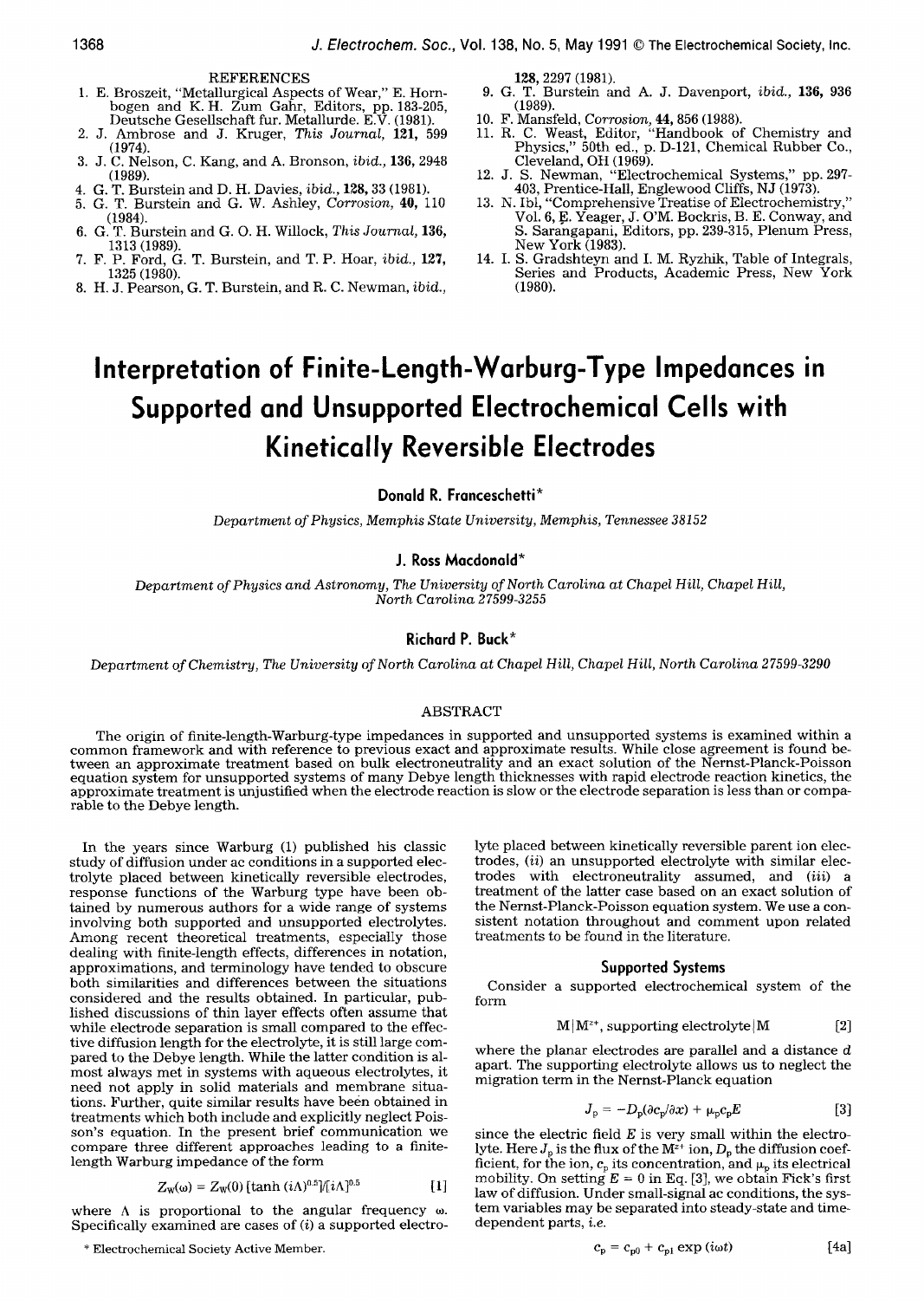REFERENCES

1. E. Broszeit, "Metallurgical Aspects of Wear," E. Hornbogen and K. H. Zum Gahr, Editors, pp. 183-205, Deutsche Gesellschaft fur. Metallurde. E.V. (1981).
2. J. Ambrose and J. Kruger, *This Journal*, **121**, 599 (1974).
3. J. C. Nelson, C. Kang, and A. Bronson, *ibid.*, **136**, 2948 (1989).
4. G. T. Burstein and D. H. Davies, *ibid.*, **128**, 33 (1981).
5. G. T. Burstein and G. W. Ashley, *Corrosion*, **40**, 110 (1984).
6. G. T. Burstein and G. O. H. Willock, *This Journal*, **136**, 1313 (1989).
7. F. P. Ford, G. T. Burstein, and T. P. Hoar, *ibid.*, **127**, 1325 (1980).
8. H. J. Pearson, G. T. Burstein, and R. C. Newman, *ibid.*, **128**, 2297 (1981).
9. G. T. Burstein and A. J. Davenport, *ibid.*, **136**, 936 (1989).
10. F. Mansfeld, *Corrosion*, **44**, 856 (1988).
11. R. C. Weast, Editor, "Handbook of Chemistry and Physics," 50th ed., p. D-121, Chemical Rubber Co., Cleveland, OH (1969).
12. J. S. Newman, "Electrochemical Systems," pp. 297-403, Prentice-Hall, Englewood Cliffs, NJ (1973).
13. N. Ibl, "Comprehensive Treatise of Electrochemistry," Vol. 6, E. Yeager, J. O'M. Bockris, B. E. Conway, and S. Sarangapani, Editors, pp. 239-315, Plenum Press, New York (1983).
14. I. S. Gradshteyn and I. M. Ryzhik, Table of Integrals, Series and Products, Academic Press, New York (1980).

# Interpretation of Finite-Length-Warburg-Type Impedances in Supported and Unsupported Electrochemical Cells with Kinetically Reversible Electrodes

**Donald R. Franceschetti***

*Department of Physics, Memphis State University, Memphis, Tennessee 38152*

**J. Ross Macdonald***

*Department of Physics and Astronomy, The University of North Carolina at Chapel Hill, Chapel Hill, North Carolina 27599-3255*

**Richard P. Buck***

*Department of Chemistry, The University of North Carolina at Chapel Hill, Chapel Hill, North Carolina 27599-3290*

## ABSTRACT

The origin of finite-length-Warburg-type impedances in supported and unsupported systems is examined within a common framework and with reference to previous exact and approximate results. While close agreement is found between an approximate treatment based on bulk electroneutrality and an exact solution of the Nernst-Planck-Poisson equation system for unsupported systems of many Debye length thicknesses with rapid electrode reaction kinetics, the approximate treatment is unjustified when the electrode reaction is slow or the electrode separation is less than or comparable to the Debye length.

In the years since Warburg (1) published his classic study of diffusion under ac conditions in a supported electrolyte placed between kinetically reversible electrodes, response functions of the Warburg type have been obtained by numerous authors for a wide range of systems involving both supported and unsupported electrolytes. Among recent theoretical treatments, especially those dealing with finite-length effects, differences in notation, approximations, and terminology have tended to obscure both similarities and differences between the situations considered and the results obtained. In particular, published discussions of thin layer effects often assume that while electrode separation is small compared to the effective diffusion length for the electrolyte, it is still large compared to the Debye length. While the latter condition is almost always met in systems with aqueous electrolytes, it need not apply in solid materials and membrane situations. Further, quite similar results have been obtained in treatments which both include and explicitly neglect Poisson's equation. In the present brief communication we compare three different approaches leading to a finite-length Warburg impedance of the form

$$Z_W(\omega) = Z_W(0)\,[\tanh\,(i\Lambda)^{0.5}]/[i\Lambda]^{0.5} \qquad [1]$$

where $\Lambda$ is proportional to the angular frequency $\omega$. Specifically examined are cases of (*i*) a supported electrolyte placed between kinetically reversible parent ion electrodes, (*ii*) an unsupported electrolyte with similar electrodes with electroneutrality assumed, and (*iii*) a treatment of the latter case based on an exact solution of the Nernst-Planck-Poisson equation system. We use a consistent notation throughout and comment upon related treatments to be found in the literature.

## Supported Systems

Consider a supported electrochemical system of the form

$$\mathrm{M}|\mathrm{M}^{z+}, \text{supporting electrolyte}|\mathrm{M} \qquad [2]$$

where the planar electrodes are parallel and a distance $d$ apart. The supporting electrolyte allows us to neglect the migration term in the Nernst-Planck equation

$$J_p = -D_p(\partial c_p/\partial x) + \mu_p c_p E \qquad [3]$$

since the electric field $E$ is very small within the electrolyte. Here $J_p$ is the flux of the $M^{z+}$ ion, $D_p$ the diffusion coefficient, for the ion, $c_p$ its concentration, and $\mu_p$ its electrical mobility. On setting $E = 0$ in Eq. [3], we obtain Fick's first law of diffusion. Under small-signal ac conditions, the system variables may be separated into steady-state and time-dependent parts, *i.e.*

$$c_p = c_{p0} + c_{p1}\exp\,(i\omega t) \qquad [4a]$$

* Electrochemical Society Active Member.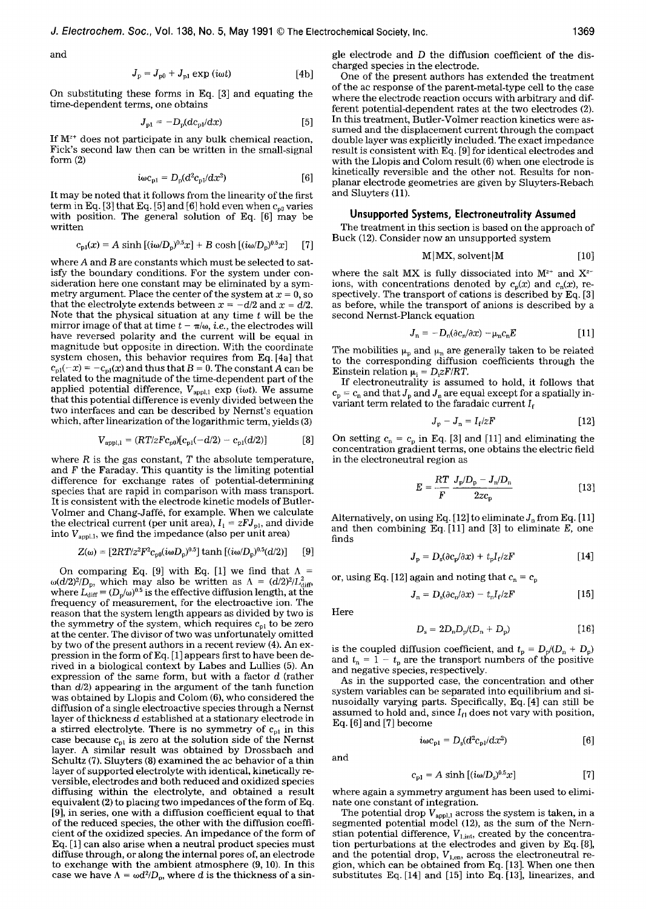and

$$J_p = J_{p0} + J_{p1} \exp(i\omega t) \quad [4b]$$

On substituting these forms in Eq. [3] and equating the time-dependent terms, one obtains

$$J_{p1} = -D_p(dc_{p1}/dx) \quad [5]$$

If $M^{z+}$ does not participate in any bulk chemical reaction, Fick's second law then can be written in the small-signal form (2)

$$i\omega c_{p1} = D_p(d^2c_{p1}/dx^2) \quad [6]$$

It may be noted that it follows from the linearity of the first term in Eq. [3] that Eq. [5] and [6] hold even when $c_{p0}$ varies with position. The general solution of Eq. [6] may be written

$$c_{p1}(x) = A \sinh[(i\omega/D_p)^{0.5}x] + B \cosh[(i\omega/D_p)^{0.5}x] \quad [7]$$

where $A$ and $B$ are constants which must be selected to satisfy the boundary conditions. For the system under consideration here one constant may be eliminated by a symmetry argument. Place the center of the system at $x = 0$, so that the electrolyte extends between $x = -d/2$ and $x = d/2$. Note that the physical situation at any time $t$ will be the mirror image of that at time $t - \pi/\omega$, i.e., the electrodes will have reversed polarity and the current will be equal in magnitude but opposite in direction. With the coordinate system chosen, this behavior requires from Eq. [4a] that $c_{p1}(-x) = -c_{p1}(x)$ and thus that $B = 0$. The constant $A$ can be related to the magnitude of the time-dependent part of the applied potential difference, $V_{appl,1} \exp(i\omega t)$. We assume that this potential difference is evenly divided between the two interfaces and can be described by Nernst's equation which, after linearization of the logarithmic term, yields (3)

$$V_{appl,1} = (RT/zFc_{p0})[c_{p1}(-d/2) - c_{p1}(d/2)] \quad [8]$$

where $R$ is the gas constant, $T$ the absolute temperature, and $F$ the Faraday. This quantity is the limiting potential difference for exchange rates of potential-determining species that are rapid in comparison with mass transport. It is consistent with the electrode kinetic models of Butler-Volmer and Chang-Jaffé, for example. When we calculate the electrical current (per unit area), $I_1 = zFJ_{p1}$, and divide into $V_{appl,1}$, we find the impedance (also per unit area)

$$Z(\omega) = [2RT/z^2F^2c_{p0}(i\omega D_p)^{0.5}] \tanh[(i\omega/D_p)^{0.5}(d/2)] \quad [9]$$

On comparing Eq. [9] with Eq. [1] we find that $\Lambda = \omega(d/2)^2/D_p$, which may also be written as $\Lambda = (d/2)^2/L^2_{diff}$, where $L_{diff} = (D_p/\omega)^{0.5}$ is the effective diffusion length, at the frequency of measurement, for the electroactive ion. The reason that the system length appears as divided by two is the symmetry of the system, which requires $c_{p1}$ to be zero at the center. The divisor of two was unfortunately omitted by two of the present authors in a recent review (4). An expression in the form of Eq. [1] appears first to have been derived in a biological context by Labes and Lullies (5). An expression of the same form, but with a factor $d$ (rather than $d/2$) appearing in the argument of the tanh function was obtained by Llopis and Colom (6), who considered the diffusion of a single electroactive species through a Nernst layer of thickness $d$ established at a stationary electrode in a stirred electrolyte. There is no symmetry of $c_{p1}$ in this case because $c_{p1}$ is zero at the solution side of the Nernst layer. A similar result was obtained by Drossbach and Schultz (7). Sluyters (8) examined the ac behavior of a thin layer of supported electrolyte with identical, kinetically reversible, electrodes and both reduced and oxidized species diffusing within the electrolyte, and obtained a result equivalent (2) to placing two impedances of the form of Eq. [9], in series, one with a diffusion coefficient equal to that of the reduced species, the other with the diffusion coefficient of the oxidized species. An impedance of the form of Eq. [1] can also arise when a neutral product species must diffuse through, or along the internal pores of, an electrode to exchange with the ambient atmosphere (9, 10). In this case we have $\Lambda = \omega d^2/D_n$, where $d$ is the thickness of a single electrode and $D$ the diffusion coefficient of the discharged species in the electrode.

One of the present authors has extended the treatment of the ac response of the parent-metal-type cell to the case where the electrode reaction occurs with arbitrary and different potential-dependent rates at the two electrodes (2). In this treatment, Butler-Volmer reaction kinetics were assumed and the displacement current through the compact double layer was explicitly included. The exact impedance result is consistent with Eq. [9] for identical electrodes and with the Llopis and Colom result (6) when one electrode is kinetically reversible and the other not. Results for nonplanar electrode geometries are given by Sluyters-Rebach and Sluyters (11).

## Unsupported Systems, Electroneutrality Assumed

The treatment in this section is based on the approach of Buck (12). Consider now an unsupported system

$$\text{M}|\text{MX, solvent}|\text{M} \quad [10]$$

where the salt MX is fully dissociated into $M^{z+}$ and $X^{z-}$ ions, with concentrations denoted by $c_p(x)$ and $c_n(x)$, respectively. The transport of cations is described by Eq. [3] as before, while the transport of anions is described by a second Nernst-Planck equation

$$J_n = -D_n(\partial c_n/\partial x) - \mu_n c_n E \quad [11]$$

The mobilities $\mu_p$ and $\mu_n$ are generally taken to be related to the corresponding diffusion coefficients through the Einstein relation $\mu_i = D_i zF/RT$.

If electroneutrality is assumed to hold, it follows that $c_p = c_n$ and that $J_p$ and $J_n$ are equal except for a spatially invariant term related to the faradaic current $I_f$

$$J_p - J_n = I_f/zF \quad [12]$$

On setting $c_n = c_p$ in Eq. [3] and [11] and eliminating the concentration gradient terms, one obtains the electric field in the electroneutral region as

$$E = \frac{RT}{F} \frac{J_p/D_p - J_n/D_n}{2zc_p} \quad [13]$$

Alternatively, on using Eq. [12] to eliminate $J_n$ from Eq. [11] and then combining Eq. [11] and [3] to eliminate $E$, one finds

$$J_p = D_s(\partial c_p/\partial x) + t_p I_f/zF \quad [14]$$

or, using Eq. [12] again and noting that $c_n = c_p$

$$J_n = D_s(\partial c_n/\partial x) - t_n I_f/zF \quad [15]$$

Here

$$D_s = 2D_n D_p/(D_n + D_p) \quad [16]$$

is the coupled diffusion coefficient, and $t_p = D_p/(D_n + D_p)$ and $t_n = 1 - t_p$ are the transport numbers of the positive and negative species, respectively.

As in the supported case, the concentration and other system variables can be separated into equilibrium and sinusoidally varying parts. Specifically, Eq. [4] can still be assumed to hold and, since $I_{f1}$ does not vary with position, Eq. [6] and [7] become

$$i\omega c_{p1} = D_s(d^2c_{p1}/dx^2) \quad [6]$$

and

$$c_{p1} = A \sinh[(i\omega/D_s)^{0.5}x] \quad [7]$$

where again a symmetry argument has been used to eliminate one constant of integration.

The potential drop $V_{appl,1}$ across the system is taken, in a segmented potential model (12), as the sum of the Nernstian potential difference, $V_{1,int}$, created by the concentration perturbations at the electrodes and given by Eq. [8], and the potential drop, $V_{1,en}$, across the electroneutral region, which can be obtained from Eq. [13]. When one then substitutes Eq. [14] and [15] into Eq. [13], linearizes, and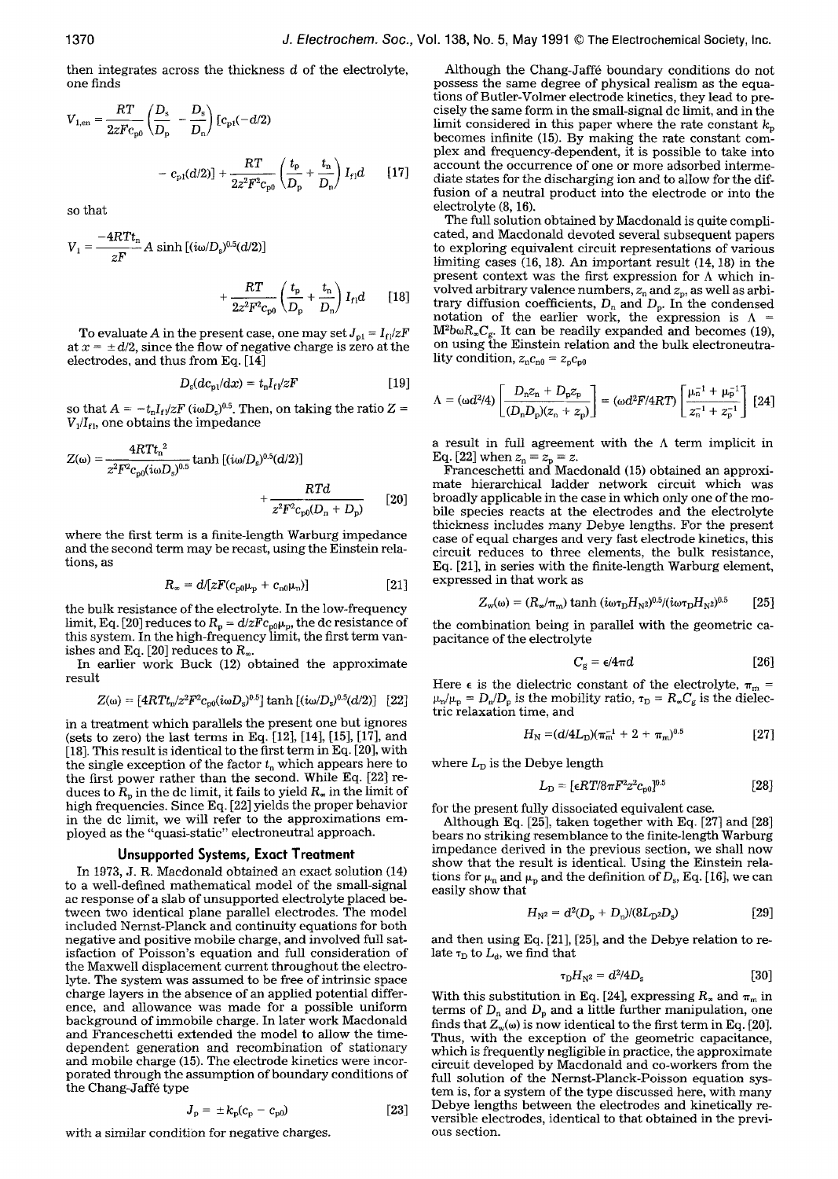then integrates across the thickness $d$ of the electrolyte, one finds

$$V_{1,en} = \frac{RT}{2zFc_{p0}}\left(\frac{D_s}{D_p} - \frac{D_s}{D_n}\right)[c_{p1}(-d/2) - c_{p1}(d/2)] + \frac{RT}{2z^2F^2c_{p0}}\left(\frac{t_p}{D_p} + \frac{t_n}{D_n}\right)I_{f1}d \quad [17]$$

so that

$$V_1 = \frac{-4RTt_n}{zF}A\sinh[(i\omega/D_s)^{0.5}(d/2)] + \frac{RT}{2z^2F^2c_{p0}}\left(\frac{t_p}{D_p} + \frac{t_n}{D_n}\right)I_{f1}d \quad [18]$$

To evaluate $A$ in the present case, one may set $J_{p1} = I_{f1}/zF$ at $x = \pm d/2$, since the flow of negative charge is zero at the electrodes, and thus from Eq. [14]

$$D_s(dc_{p1}/dx) = t_nI_{f1}/zF \quad [19]$$

so that $A = -t_nI_{f1}/zF\,(i\omega D_s)^{0.5}$. Then, on taking the ratio $Z = V_1/I_{f1}$, one obtains the impedance

$$Z(\omega) = \frac{4RTt_n^2}{z^2F^2c_{p0}(i\omega D_s)^{0.5}}\tanh[(i\omega/D_s)^{0.5}(d/2)] + \frac{RTd}{z^2F^2c_{p0}(D_n + D_p)} \quad [20]$$

where the first term is a finite-length Warburg impedance and the second term may be recast, using the Einstein relations, as

$$R_\infty = d/[zF(c_{p0}\mu_p + c_{n0}\mu_n)] \quad [21]$$

the bulk resistance of the electrolyte. In the low-frequency limit, Eq. [20] reduces to $R_p = d/zFc_{p0}\mu_p$, the dc resistance of this system. In the high-frequency limit, the first term vanishes and Eq. [20] reduces to $R_\infty$.

In earlier work Buck (12) obtained the approximate result

$$Z(\omega) = [4RTt_n/z^2F^2c_{p0}(i\omega D_s)^{0.5}]\tanh[(i\omega/D_s)^{0.5}(d/2)] \quad [22]$$

in a treatment which parallels the present one but ignores (sets to zero) the last terms in Eq. [12], [14], [15], [17], and [18]. This result is identical to the first term in Eq. [20], with the single exception of the factor $t_n$ which appears here to the first power rather than the second. While Eq. [22] reduces to $R_p$ in the dc limit, it fails to yield $R_\infty$ in the limit of high frequencies. Since Eq. [22] yields the proper behavior in the dc limit, we will refer to the approximations employed as the "quasi-static" electroneutral approach.

## Unsupported Systems, Exact Treatment

In 1973, J. R. Macdonald obtained an exact solution (14) to a well-defined mathematical model of the small-signal ac response of a slab of unsupported electrolyte placed between two identical plane parallel electrodes. The model included Nernst-Planck and continuity equations for both negative and positive mobile charge, and involved full satisfaction of Poisson's equation and full consideration of the Maxwell displacement current throughout the electrolyte. The system was assumed to be free of intrinsic space charge layers in the absence of an applied potential difference, and allowance was made for a possible uniform background of immobile charge. In later work Macdonald and Franceschetti extended the model to allow the time-dependent generation and recombination of stationary and mobile charge (15). The electrode kinetics were incorporated through the assumption of boundary conditions of the Chang-Jaffé type

$$J_p = \pm k_p(c_p - c_{p0}) \quad [23]$$

with a similar condition for negative charges.

Although the Chang-Jaffé boundary conditions do not possess the same degree of physical realism as the equations of Butler-Volmer electrode kinetics, they lead to precisely the same form in the small-signal dc limit, and in the limit considered in this paper where the rate constant $k_p$ becomes infinite (15). By making the rate constant complex and frequency-dependent, it is possible to take into account the occurrence of one or more adsorbed intermediate states for the discharging ion and to allow for the diffusion of a neutral product into the electrode or into the electrolyte (8, 16).

The full solution obtained by Macdonald is quite complicated, and Macdonald devoted several subsequent papers to exploring equivalent circuit representations of various limiting cases (16, 18). An important result (14, 18) in the present context was the first expression for $\Lambda$ which involved arbitrary valence numbers, $z_n$ and $z_p$, as well as arbitrary diffusion coefficients, $D_n$ and $D_p$. In the condensed notation of the earlier work, the expression is $\Lambda = M^2b\omega R_\infty C_g$. It can be readily expanded and becomes (19), on using the Einstein relation and the bulk electroneutrality condition, $z_nc_{n0} = z_pc_{p0}$

$$\Lambda = (\omega d^2/4)\left[\frac{D_nz_n + D_pz_p}{(D_nD_p)(z_n + z_p)}\right] = (\omega d^2F/4RT)\left[\frac{\mu_n^{-1} + \mu_p^{-1}}{z_n^{-1} + z_p^{-1}}\right] \quad [24]$$

a result in full agreement with the $\Lambda$ term implicit in Eq. [22] when $z_n = z_p = z$.

Franceschetti and Macdonald (15) obtained an approximate hierarchical ladder network circuit which was broadly applicable in the case in which only one of the mobile species reacts at the electrodes and the electrolyte thickness includes many Debye lengths. For the present case of equal charges and very fast electrode kinetics, this circuit reduces to three elements, the bulk resistance, Eq. [21], in series with the finite-length Warburg element, expressed in that work as

$$Z_w(\omega) = (R_\infty/\pi_m)\tanh(i\omega\tau_DH_{N^2})^{0.5}/(i\omega\tau_DH_{N^2})^{0.5} \quad [25]$$

the combination being in parallel with the geometric capacitance of the electrolyte

$$C_g = \epsilon/4\pi d \quad [26]$$

Here $\epsilon$ is the dielectric constant of the electrolyte, $\pi_m = \mu_n/\mu_p = D_n/D_p$ is the mobility ratio, $\tau_D = R_\infty C_g$ is the dielectric relaxation time, and

$$H_N = (d/4L_D)(\pi_m^{-1} + 2 + \pi_m)^{0.5} \quad [27]$$

where $L_D$ is the Debye length

$$L_D = [\epsilon RT/8\pi F^2z^2c_{p0}]^{0.5} \quad [28]$$

for the present fully dissociated equivalent case.

Although Eq. [25], taken together with Eq. [27] and [28] bears no striking resemblance to the finite-length Warburg impedance derived in the previous section, we shall now show that the result is identical. Using the Einstein relations for $\mu_n$ and $\mu_p$ and the definition of $D_s$, Eq. [16], we can easily show that

$$H_{N^2} = d^2(D_p + D_n)/(8L_D{}^2D_s) \quad [29]$$

and then using Eq. [21], [25], and the Debye relation to relate $\tau_D$ to $L_d$, we find that

$$\tau_DH_{N^2} = d^2/4D_s \quad [30]$$

With this substitution in Eq. [24], expressing $R_\infty$ and $\pi_m$ in terms of $D_n$ and $D_p$ and a little further manipulation, one finds that $Z_w(\omega)$ is now identical to the first term in Eq. [20]. Thus, with the exception of the geometric capacitance, which is frequently negligible in practice, the approximate circuit developed by Macdonald and co-workers from the full solution of the Nernst-Planck-Poisson equation system is, for a system of the type discussed here, with many Debye lengths between the electrodes and kinetically reversible electrodes, identical to that obtained in the previous section.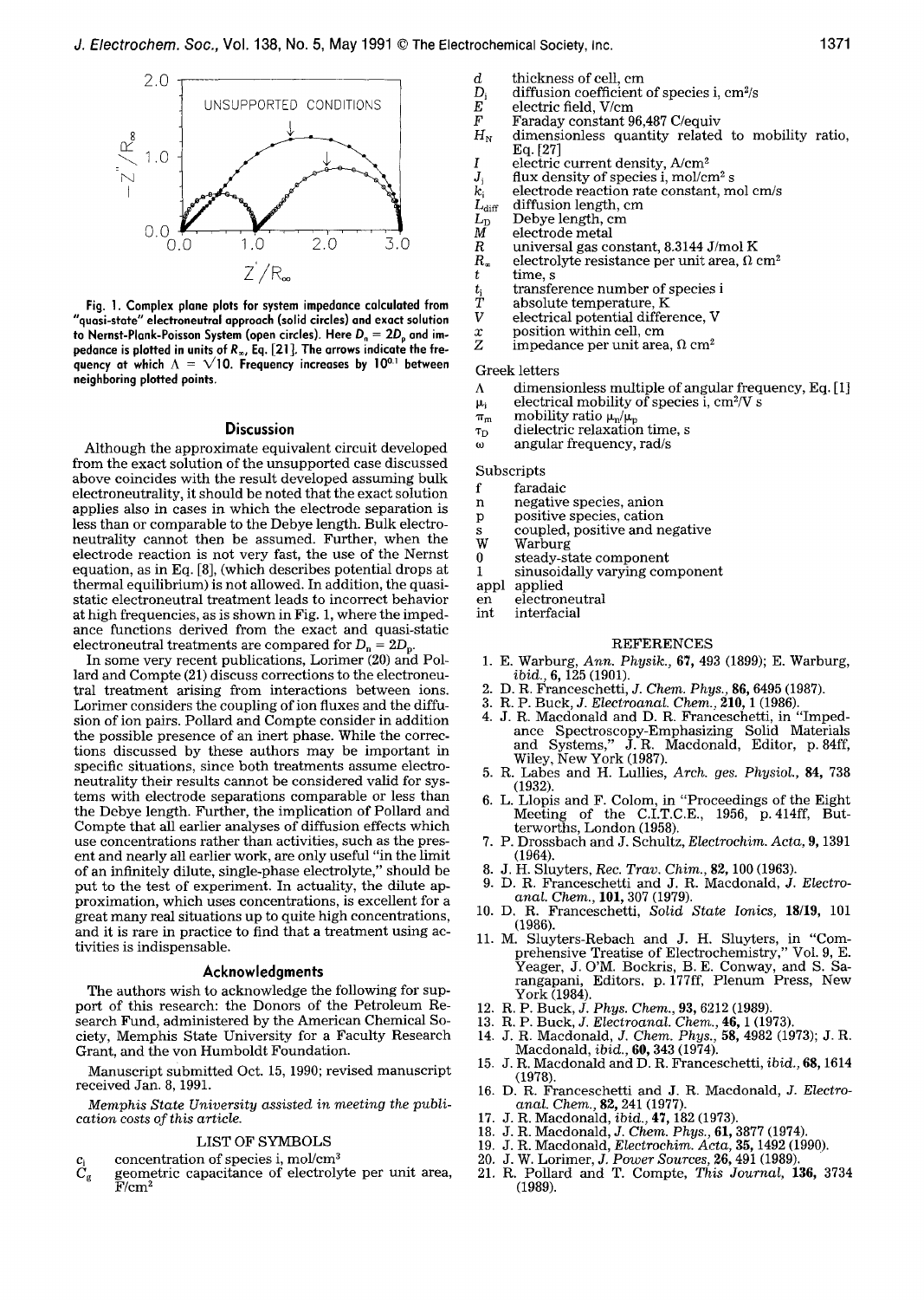2.0

UNSUPPORTED CONDITIONS

$-Z''/R_\infty$

1.0

0.0

0.0 1.0 2.0 3.0

$Z'/R_\infty$

**Fig. 1. Complex plane plots for system impedance calculated from "quasi-state" electroneutral approach (solid circles) and exact solution to Nernst-Plank-Poisson System (open circles). Here $D_n = 2D_p$ and impedance is plotted in units of $R_\infty$, Eq. [21]. The arrows indicate the frequency at which $\Lambda = \sqrt{10}$. Frequency increases by $10^{0.1}$ between neighboring plotted points.**

## Discussion

Although the approximate equivalent circuit developed from the exact solution of the unsupported case discussed above coincides with the result developed assuming bulk electroneutrality, it should be noted that the exact solution applies also in cases in which the electrode separation is less than or comparable to the Debye length. Bulk electroneutrality cannot then be assumed. Further, when the electrode reaction is not very fast, the use of the Nernst equation, as in Eq. [8], (which describes potential drops at thermal equilibrium) is not allowed. In addition, the quasi-static electroneutral treatment leads to incorrect behavior at high frequencies, as is shown in Fig. 1, where the impedance functions derived from the exact and quasi-static electroneutral treatments are compared for $D_n = 2D_p$.

In some very recent publications, Lorimer (20) and Pollard and Compte (21) discuss corrections to the electroneutral treatment arising from interactions between ions. Lorimer considers the coupling of ion fluxes and the diffusion of ion pairs. Pollard and Compte consider in addition the possible presence of an inert phase. While the corrections discussed by these authors may be important in specific situations, since both treatments assume electroneutrality their results cannot be considered valid for systems with electrode separations comparable or less than the Debye length. Further, the implication of Pollard and Compte that all earlier analyses of diffusion effects which use concentrations rather than activities, such as the present and nearly all earlier work, are only useful "in the limit of an infinitely dilute, single-phase electrolyte," should be put to the test of experiment. In actuality, the dilute approximation, which uses concentrations, is excellent for a great many real situations up to quite high concentrations, and it is rare in practice to find that a treatment using activities is indispensable.

## Acknowledgments

The authors wish to acknowledge the following for support of this research: the Donors of the Petroleum Research Fund, administered by the American Chemical Society, Memphis State University for a Faculty Research Grant, and the von Humboldt Foundation.

Manuscript submitted Oct. 15, 1990; revised manuscript received Jan. 8, 1991.

*Memphis State University assisted in meeting the publication costs of this article.*

## LIST OF SYMBOLS

- $c_i$ concentration of species i, mol/cm³
- $C_g$ geometric capacitance of electrolyte per unit area, F/cm²
- $d$ thickness of cell, cm
- $D_i$ diffusion coefficient of species i, cm²/s
- $E$ electric field, V/cm
- $F$ Faraday constant 96,487 C/equiv
- $H_N$ dimensionless quantity related to mobility ratio, Eq. [27]
- $I$ electric current density, A/cm²
- $J_i$ flux density of species i, mol/cm² s
- $k_i$ electrode reaction rate constant, mol cm/s
- $L_{diff}$ diffusion length, cm
- $L_D$ Debye length, cm
- $M$ electrode metal
- $R$ universal gas constant, 8.3144 J/mol K
- $R_\infty$ electrolyte resistance per unit area, Ω cm²
- $t$ time, s
- $t_i$ transference number of species i
- $T$ absolute temperature, K
- $V$ electrical potential difference, V
- $x$ position within cell, cm
- $Z$ impedance per unit area, Ω cm²

Greek letters

- $\Lambda$ dimensionless multiple of angular frequency, Eq. [1]
- $\mu_i$ electrical mobility of species i, cm²/V s
- $\pi_m$ mobility ratio $\mu_n/\mu_p$
- $\tau_D$ dielectric relaxation time, s
- $\omega$ angular frequency, rad/s

Subscripts

- f faradaic
- n negative species, anion
- p positive species, cation
- s coupled, positive and negative
- W Warburg
- 0 steady-state component
- 1 sinusoidally varying component
- appl applied
- en electroneutral
- int interfacial

## REFERENCES

1. E. Warburg, *Ann. Physik.*, **67**, 493 (1899); E. Warburg, *ibid.*, **6**, 125 (1901).
2. D. R. Franceschetti, *J. Chem. Phys.*, **86**, 6495 (1987).
3. R. P. Buck, *J. Electroanal. Chem.*, **210**, 1 (1986).
4. J. R. Macdonald and D. R. Franceschetti, in "Impedance Spectroscopy-Emphasizing Solid Materials and Systems," J. R. Macdonald, Editor, p. 84ff, Wiley, New York (1987).
5. R. Labes and H. Lullies, *Arch. ges. Physiol.*, **84**, 738 (1932).
6. L. Llopis and F. Colom, in "Proceedings of the Eight Meeting of the C.I.T.C.E., 1956, p. 414ff, Butterworths, London (1958).
7. P. Drossbach and J. Schultz, *Electrochim. Acta*, **9**, 1391 (1964).
8. J. H. Sluyters, *Rec. Trav. Chim.*, **82**, 100 (1963).
9. D. R. Franceschetti and J. R. Macdonald, *J. Electroanal. Chem.*, **101**, 307 (1979).
10. D. R. Franceschetti, *Solid State Ionics*, **18/19**, 101 (1986).
11. M. Sluyters-Rebach and J. H. Sluyters, in "Comprehensive Treatise of Electrochemistry," Vol. 9, E. Yeager, J. O'M. Bockris, B. E. Conway, and S. Sarangapani, Editors. p. 177ff, Plenum Press, New York (1984).
12. R. P. Buck, *J. Phys. Chem.*, **93**, 6212 (1989).
13. R. P. Buck, *J. Electroanal. Chem.*, **46**, 1 (1973).
14. J. R. Macdonald, *J. Chem. Phys.*, **58**, 4982 (1973); J. R. Macdonald, *ibid.*, **60**, 343 (1974).
15. J. R. Macdonald and D. R. Franceschetti, *ibid.*, **68**, 1614 (1978).
16. D. R. Franceschetti and J. R. Macdonald, *J. Electroanal. Chem.*, **82**, 241 (1977).
17. J. R. Macdonald, *ibid.*, **47**, 182 (1973).
18. J. R. Macdonald, *J. Chem. Phys.*, **61**, 3877 (1974).
19. J. R. Macdonald, *Electrochim. Acta*, **35**, 1492 (1990).
20. J. W. Lorimer, *J. Power Sources*, **26**, 491 (1989).
21. R. Pollard and T. Compte, *This Journal*, **136**, 3734 (1989).